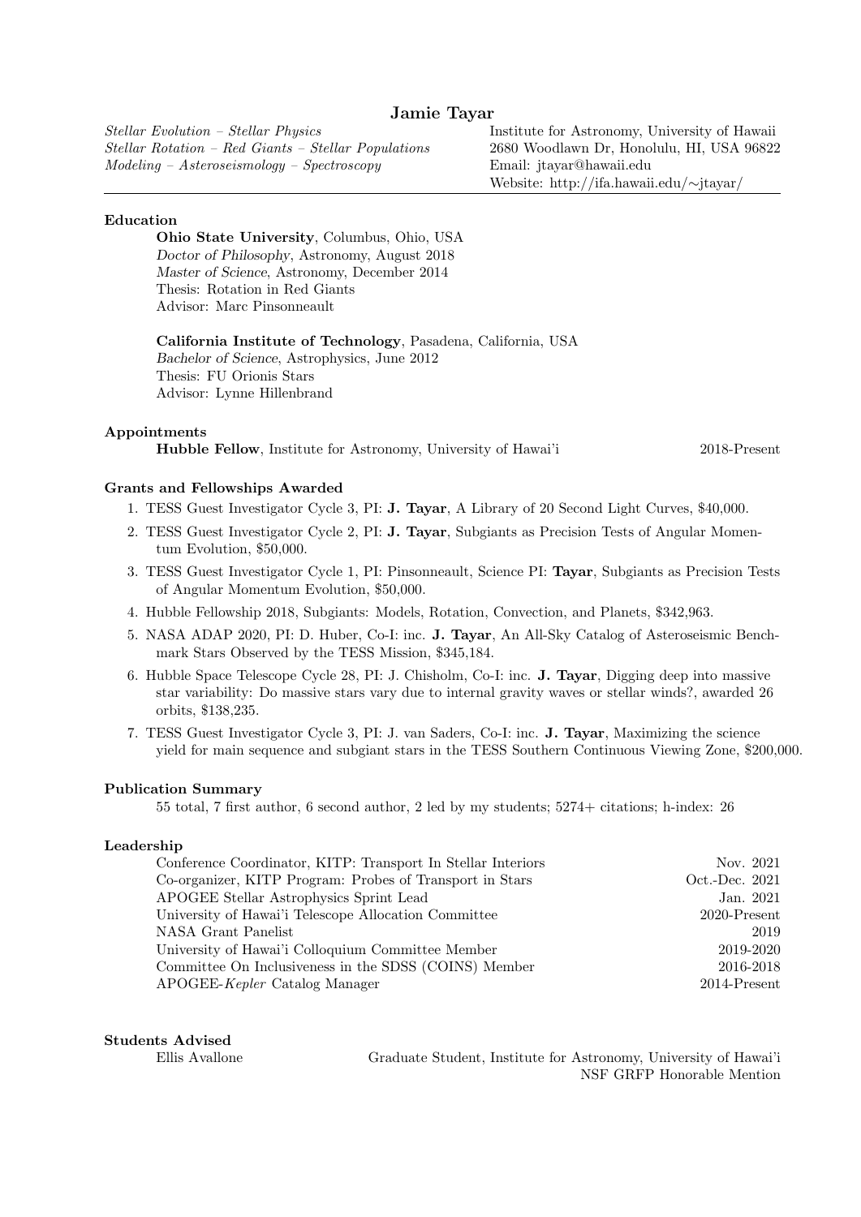# Jamie Tayar

*Stellar Evolution – Stellar Physics*
*Stellar Rotation – Red Giants – Stellar Populations*
*Modeling – Asteroseismology – Spectroscopy*

Institute for Astronomy, University of Hawaii
2680 Woodlawn Dr, Honolulu, HI, USA 96822
Email: jtayar@hawaii.edu
Website: http://ifa.hawaii.edu/~jtayar/

---

## Education

**Ohio State University**, Columbus, Ohio, USA
*Doctor of Philosophy*, Astronomy, August 2018
*Master of Science*, Astronomy, December 2014
Thesis: Rotation in Red Giants
Advisor: Marc Pinsonneault

**California Institute of Technology**, Pasadena, California, USA
*Bachelor of Science*, Astrophysics, June 2012
Thesis: FU Orionis Stars
Advisor: Lynne Hillenbrand

## Appointments

**Hubble Fellow**, Institute for Astronomy, University of Hawai'i — 2018-Present

## Grants and Fellowships Awarded

1. TESS Guest Investigator Cycle 3, PI: **J. Tayar**, A Library of 20 Second Light Curves, $40,000.
2. TESS Guest Investigator Cycle 2, PI: **J. Tayar**, Subgiants as Precision Tests of Angular Momentum Evolution, $50,000.
3. TESS Guest Investigator Cycle 1, PI: Pinsonneault, Science PI: **Tayar**, Subgiants as Precision Tests of Angular Momentum Evolution, $50,000.
4. Hubble Fellowship 2018, Subgiants: Models, Rotation, Convection, and Planets, $342,963.
5. NASA ADAP 2020, PI: D. Huber, Co-I: inc. **J. Tayar**, An All-Sky Catalog of Asteroseismic Benchmark Stars Observed by the TESS Mission, $345,184.
6. Hubble Space Telescope Cycle 28, PI: J. Chisholm, Co-I: inc. **J. Tayar**, Digging deep into massive star variability: Do massive stars vary due to internal gravity waves or stellar winds?, awarded 26 orbits, $138,235.
7. TESS Guest Investigator Cycle 3, PI: J. van Saders, Co-I: inc. **J. Tayar**, Maximizing the science yield for main sequence and subgiant stars in the TESS Southern Continuous Viewing Zone, $200,000.

## Publication Summary

55 total, 7 first author, 6 second author, 2 led by my students; 5274+ citations; h-index: 26

## Leadership

| | |
|---|---|
| Conference Coordinator, KITP: Transport In Stellar Interiors | Nov. 2021 |
| Co-organizer, KITP Program: Probes of Transport in Stars | Oct.-Dec. 2021 |
| APOGEE Stellar Astrophysics Sprint Lead | Jan. 2021 |
| University of Hawai'i Telescope Allocation Committee | 2020-Present |
| NASA Grant Panelist | 2019 |
| University of Hawai'i Colloquium Committee Member | 2019-2020 |
| Committee On Inclusiveness in the SDSS (COINS) Member | 2016-2018 |
| APOGEE-*Kepler* Catalog Manager | 2014-Present |

## Students Advised

Ellis Avallone — Graduate Student, Institute for Astronomy, University of Hawai'i
NSF GRFP Honorable Mention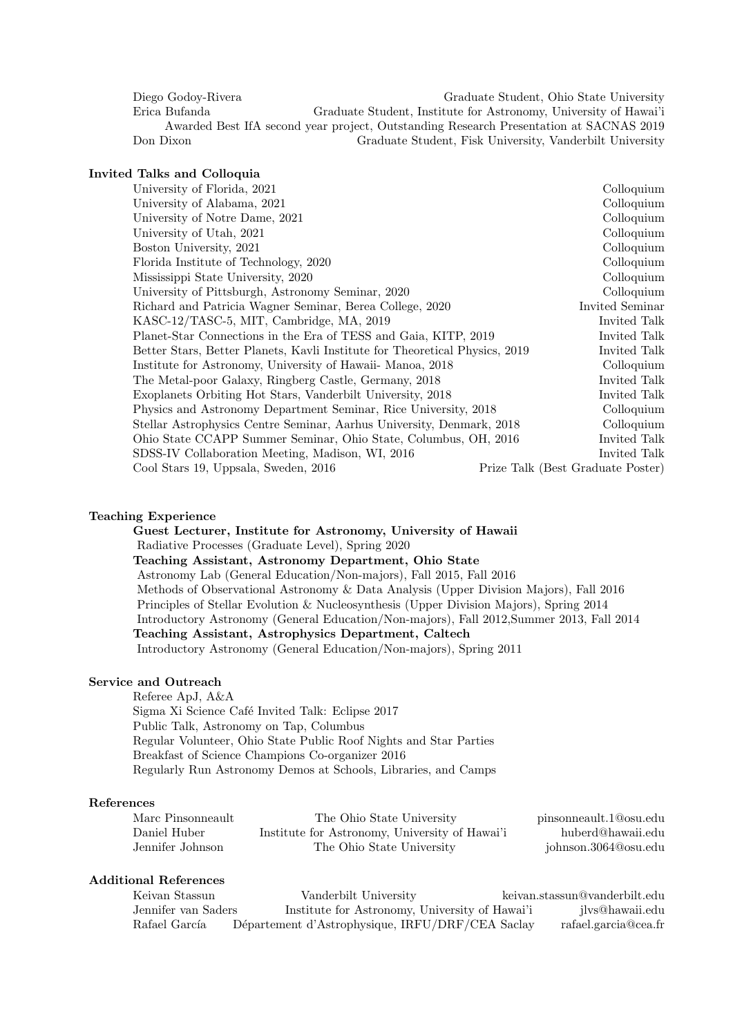| | |
|---|---|
| Diego Godoy-Rivera | Graduate Student, Ohio State University |
| Erica Bufanda | Graduate Student, Institute for Astronomy, University of Hawai'i |
| | Awarded Best IfA second year project, Outstanding Research Presentation at SACNAS 2019 |
| Don Dixon | Graduate Student, Fisk University, Vanderbilt University |

## Invited Talks and Colloquia

| | |
|---|---|
| University of Florida, 2021 | Colloquium |
| University of Alabama, 2021 | Colloquium |
| University of Notre Dame, 2021 | Colloquium |
| University of Utah, 2021 | Colloquium |
| Boston University, 2021 | Colloquium |
| Florida Institute of Technology, 2020 | Colloquium |
| Mississippi State University, 2020 | Colloquium |
| University of Pittsburgh, Astronomy Seminar, 2020 | Colloquium |
| Richard and Patricia Wagner Seminar, Berea College, 2020 | Invited Seminar |
| KASC-12/TASC-5, MIT, Cambridge, MA, 2019 | Invited Talk |
| Planet-Star Connections in the Era of TESS and Gaia, KITP, 2019 | Invited Talk |
| Better Stars, Better Planets, Kavli Institute for Theoretical Physics, 2019 | Invited Talk |
| Institute for Astronomy, University of Hawaii- Manoa, 2018 | Colloquium |
| The Metal-poor Galaxy, Ringberg Castle, Germany, 2018 | Invited Talk |
| Exoplanets Orbiting Hot Stars, Vanderbilt University, 2018 | Invited Talk |
| Physics and Astronomy Department Seminar, Rice University, 2018 | Colloquium |
| Stellar Astrophysics Centre Seminar, Aarhus University, Denmark, 2018 | Colloquium |
| Ohio State CCAPP Summer Seminar, Ohio State, Columbus, OH, 2016 | Invited Talk |
| SDSS-IV Collaboration Meeting, Madison, WI, 2016 | Invited Talk |
| Cool Stars 19, Uppsala, Sweden, 2016 | Prize Talk (Best Graduate Poster) |

## Teaching Experience

**Guest Lecturer, Institute for Astronomy, University of Hawaii**
Radiative Processes (Graduate Level), Spring 2020

**Teaching Assistant, Astronomy Department, Ohio State**
Astronomy Lab (General Education/Non-majors), Fall 2015, Fall 2016
Methods of Observational Astronomy & Data Analysis (Upper Division Majors), Fall 2016
Principles of Stellar Evolution & Nucleosynthesis (Upper Division Majors), Spring 2014
Introductory Astronomy (General Education/Non-majors), Fall 2012,Summer 2013, Fall 2014

**Teaching Assistant, Astrophysics Department, Caltech**
Introductory Astronomy (General Education/Non-majors), Spring 2011

## Service and Outreach

Referee ApJ, A&A
Sigma Xi Science Café Invited Talk: Eclipse 2017
Public Talk, Astronomy on Tap, Columbus
Regular Volunteer, Ohio State Public Roof Nights and Star Parties
Breakfast of Science Champions Co-organizer 2016
Regularly Run Astronomy Demos at Schools, Libraries, and Camps

## References

| | | |
|---|---|---|
| Marc Pinsonneault | The Ohio State University | pinsonneault.1@osu.edu |
| Daniel Huber | Institute for Astronomy, University of Hawai'i | huberd@hawaii.edu |
| Jennifer Johnson | The Ohio State University | johnson.3064@osu.edu |

## Additional References

| | | |
|---|---|---|
| Keivan Stassun | Vanderbilt University | keivan.stassun@vanderbilt.edu |
| Jennifer van Saders | Institute for Astronomy, University of Hawai'i | jlvs@hawaii.edu |
| Rafael García | Département d'Astrophysique, IRFU/DRF/CEA Saclay | rafael.garcia@cea.fr |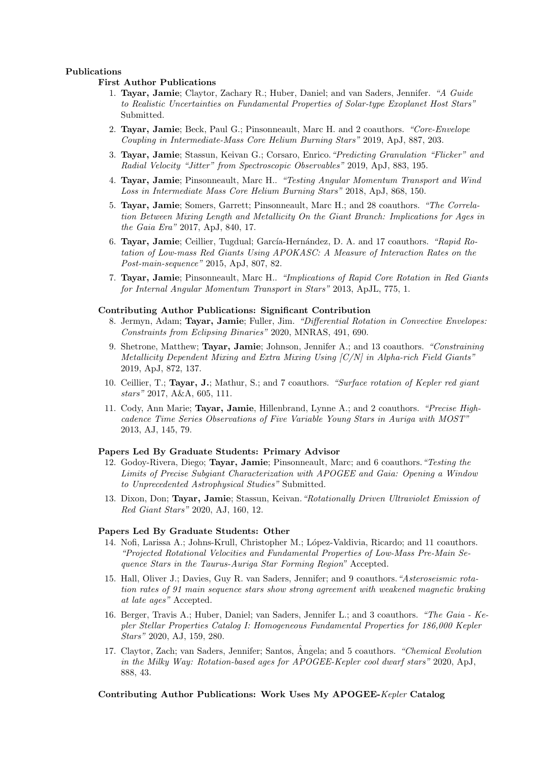## Publications

### First Author Publications

1. **Tayar, Jamie**; Claytor, Zachary R.; Huber, Daniel; and van Saders, Jennifer. *"A Guide to Realistic Uncertainties on Fundamental Properties of Solar-type Exoplanet Host Stars"* Submitted.
2. **Tayar, Jamie**; Beck, Paul G.; Pinsonneault, Marc H. and 2 coauthors. *"Core-Envelope Coupling in Intermediate-Mass Core Helium Burning Stars"* 2019, ApJ, 887, 203.
3. **Tayar, Jamie**; Stassun, Keivan G.; Corsaro, Enrico. *"Predicting Granulation "Flicker" and Radial Velocity "Jitter" from Spectroscopic Observables"* 2019, ApJ, 883, 195.
4. **Tayar, Jamie**; Pinsonneault, Marc H.. *"Testing Angular Momentum Transport and Wind Loss in Intermediate Mass Core Helium Burning Stars"* 2018, ApJ, 868, 150.
5. **Tayar, Jamie**; Somers, Garrett; Pinsonneault, Marc H.; and 28 coauthors. *"The Correlation Between Mixing Length and Metallicity On the Giant Branch: Implications for Ages in the Gaia Era"* 2017, ApJ, 840, 17.
6. **Tayar, Jamie**; Ceillier, Tugdual; García-Hernández, D. A. and 17 coauthors. *"Rapid Rotation of Low-mass Red Giants Using APOKASC: A Measure of Interaction Rates on the Post-main-sequence"* 2015, ApJ, 807, 82.
7. **Tayar, Jamie**; Pinsonneault, Marc H.. *"Implications of Rapid Core Rotation in Red Giants for Internal Angular Momentum Transport in Stars"* 2013, ApJL, 775, 1.

### Contributing Author Publications: Significant Contribution

8. Jermyn, Adam; **Tayar, Jamie**; Fuller, Jim. *"Differential Rotation in Convective Envelopes: Constraints from Eclipsing Binaries"* 2020, MNRAS, 491, 690.
9. Shetrone, Matthew; **Tayar, Jamie**; Johnson, Jennifer A.; and 13 coauthors. *"Constraining Metallicity Dependent Mixing and Extra Mixing Using [C/N] in Alpha-rich Field Giants"* 2019, ApJ, 872, 137.
10. Ceillier, T.; **Tayar, J.**; Mathur, S.; and 7 coauthors. *"Surface rotation of Kepler red giant stars"* 2017, A&A, 605, 111.
11. Cody, Ann Marie; **Tayar, Jamie**, Hillenbrand, Lynne A.; and 2 coauthors. *"Precise High-cadence Time Series Observations of Five Variable Young Stars in Auriga with MOST"* 2013, AJ, 145, 79.

### Papers Led By Graduate Students: Primary Advisor

12. Godoy-Rivera, Diego; **Tayar, Jamie**; Pinsonneault, Marc; and 6 coauthors. *"Testing the Limits of Precise Subgiant Characterization with APOGEE and Gaia: Opening a Window to Unprecedented Astrophysical Studies"* Submitted.
13. Dixon, Don; **Tayar, Jamie**; Stassun, Keivan. *"Rotationally Driven Ultraviolet Emission of Red Giant Stars"* 2020, AJ, 160, 12.

### Papers Led By Graduate Students: Other

14. Nofi, Larissa A.; Johns-Krull, Christopher M.; López-Valdivia, Ricardo; and 11 coauthors. *"Projected Rotational Velocities and Fundamental Properties of Low-Mass Pre-Main Sequence Stars in the Taurus-Auriga Star Forming Region"* Accepted.
15. Hall, Oliver J.; Davies, Guy R. van Saders, Jennifer; and 9 coauthors. *"Asteroseismic rotation rates of 91 main sequence stars show strong agreement with weakened magnetic braking at late ages"* Accepted.
16. Berger, Travis A.; Huber, Daniel; van Saders, Jennifer L.; and 3 coauthors. *"The Gaia - Kepler Stellar Properties Catalog I: Homogeneous Fundamental Properties for 186,000 Kepler Stars"* 2020, AJ, 159, 280.
17. Claytor, Zach; van Saders, Jennifer; Santos, Ângela; and 5 coauthors. *"Chemical Evolution in the Milky Way: Rotation-based ages for APOGEE-Kepler cool dwarf stars"* 2020, ApJ, 888, 43.

### Contributing Author Publications: Work Uses My APOGEE-*Kepler* Catalog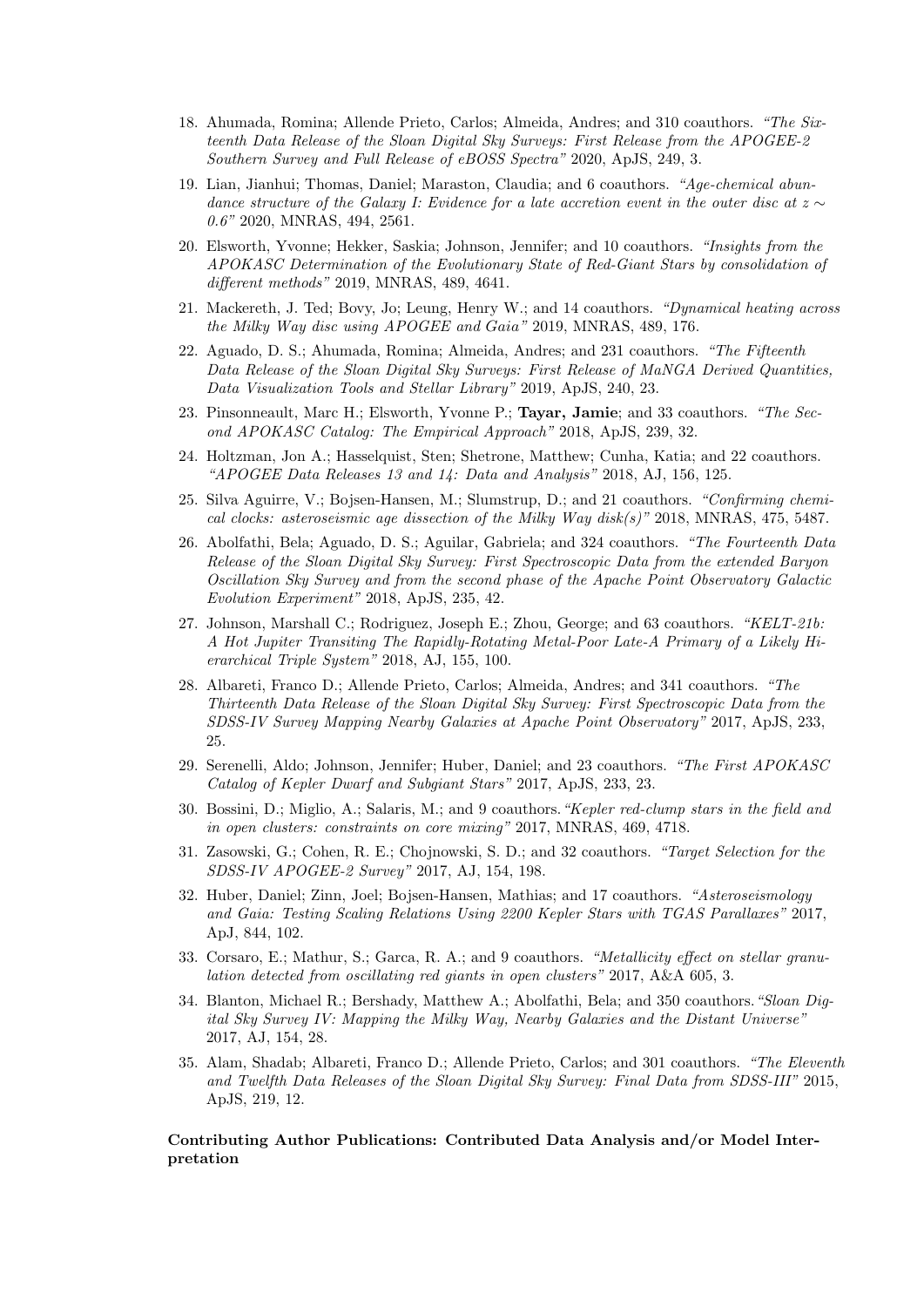18. Ahumada, Romina; Allende Prieto, Carlos; Almeida, Andres; and 310 coauthors. *"The Sixteenth Data Release of the Sloan Digital Sky Surveys: First Release from the APOGEE-2 Southern Survey and Full Release of eBOSS Spectra"* 2020, ApJS, 249, 3.
19. Lian, Jianhui; Thomas, Daniel; Maraston, Claudia; and 6 coauthors. *"Age-chemical abundance structure of the Galaxy I: Evidence for a late accretion event in the outer disc at $z \sim 0.6$"* 2020, MNRAS, 494, 2561.
20. Elsworth, Yvonne; Hekker, Saskia; Johnson, Jennifer; and 10 coauthors. *"Insights from the APOKASC Determination of the Evolutionary State of Red-Giant Stars by consolidation of different methods"* 2019, MNRAS, 489, 4641.
21. Mackereth, J. Ted; Bovy, Jo; Leung, Henry W.; and 14 coauthors. *"Dynamical heating across the Milky Way disc using APOGEE and Gaia"* 2019, MNRAS, 489, 176.
22. Aguado, D. S.; Ahumada, Romina; Almeida, Andres; and 231 coauthors. *"The Fifteenth Data Release of the Sloan Digital Sky Surveys: First Release of MaNGA Derived Quantities, Data Visualization Tools and Stellar Library"* 2019, ApJS, 240, 23.
23. Pinsonneault, Marc H.; Elsworth, Yvonne P.; **Tayar, Jamie**; and 33 coauthors. *"The Second APOKASC Catalog: The Empirical Approach"* 2018, ApJS, 239, 32.
24. Holtzman, Jon A.; Hasselquist, Sten; Shetrone, Matthew; Cunha, Katia; and 22 coauthors. *"APOGEE Data Releases 13 and 14: Data and Analysis"* 2018, AJ, 156, 125.
25. Silva Aguirre, V.; Bojsen-Hansen, M.; Slumstrup, D.; and 21 coauthors. *"Confirming chemical clocks: asteroseismic age dissection of the Milky Way disk(s)"* 2018, MNRAS, 475, 5487.
26. Abolfathi, Bela; Aguado, D. S.; Aguilar, Gabriela; and 324 coauthors. *"The Fourteenth Data Release of the Sloan Digital Sky Survey: First Spectroscopic Data from the extended Baryon Oscillation Sky Survey and from the second phase of the Apache Point Observatory Galactic Evolution Experiment"* 2018, ApJS, 235, 42.
27. Johnson, Marshall C.; Rodriguez, Joseph E.; Zhou, George; and 63 coauthors. *"KELT-21b: A Hot Jupiter Transiting The Rapidly-Rotating Metal-Poor Late-A Primary of a Likely Hierarchical Triple System"* 2018, AJ, 155, 100.
28. Albareti, Franco D.; Allende Prieto, Carlos; Almeida, Andres; and 341 coauthors. *"The Thirteenth Data Release of the Sloan Digital Sky Survey: First Spectroscopic Data from the SDSS-IV Survey Mapping Nearby Galaxies at Apache Point Observatory"* 2017, ApJS, 233, 25.
29. Serenelli, Aldo; Johnson, Jennifer; Huber, Daniel; and 23 coauthors. *"The First APOKASC Catalog of Kepler Dwarf and Subgiant Stars"* 2017, ApJS, 233, 23.
30. Bossini, D.; Miglio, A.; Salaris, M.; and 9 coauthors. *"Kepler red-clump stars in the field and in open clusters: constraints on core mixing"* 2017, MNRAS, 469, 4718.
31. Zasowski, G.; Cohen, R. E.; Chojnowski, S. D.; and 32 coauthors. *"Target Selection for the SDSS-IV APOGEE-2 Survey"* 2017, AJ, 154, 198.
32. Huber, Daniel; Zinn, Joel; Bojsen-Hansen, Mathias; and 17 coauthors. *"Asteroseismology and Gaia: Testing Scaling Relations Using 2200 Kepler Stars with TGAS Parallaxes"* 2017, ApJ, 844, 102.
33. Corsaro, E.; Mathur, S.; Garca, R. A.; and 9 coauthors. *"Metallicity effect on stellar granulation detected from oscillating red giants in open clusters"* 2017, A&A 605, 3.
34. Blanton, Michael R.; Bershady, Matthew A.; Abolfathi, Bela; and 350 coauthors. *"Sloan Digital Sky Survey IV: Mapping the Milky Way, Nearby Galaxies and the Distant Universe"* 2017, AJ, 154, 28.
35. Alam, Shadab; Albareti, Franco D.; Allende Prieto, Carlos; and 301 coauthors. *"The Eleventh and Twelfth Data Releases of the Sloan Digital Sky Survey: Final Data from SDSS-III"* 2015, ApJS, 219, 12.

**Contributing Author Publications: Contributed Data Analysis and/or Model Interpretation**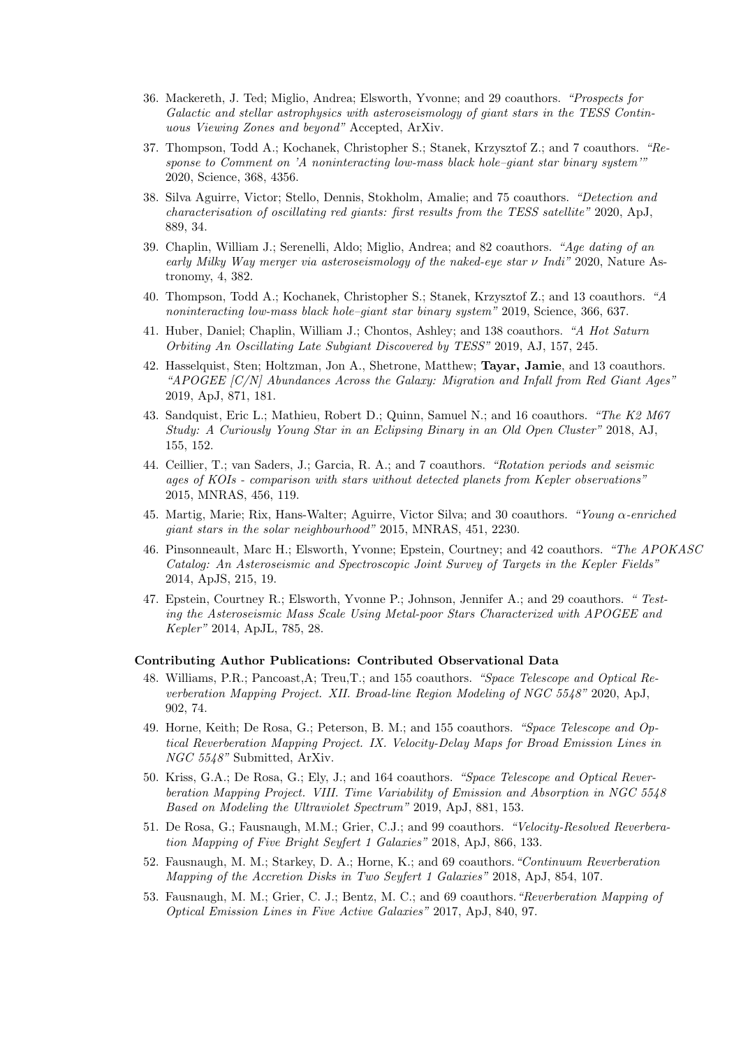36. Mackereth, J. Ted; Miglio, Andrea; Elsworth, Yvonne; and 29 coauthors. *"Prospects for Galactic and stellar astrophysics with asteroseismology of giant stars in the TESS Continuous Viewing Zones and beyond"* Accepted, ArXiv.
37. Thompson, Todd A.; Kochanek, Christopher S.; Stanek, Krzysztof Z.; and 7 coauthors. *"Response to Comment on 'A noninteracting low-mass black hole–giant star binary system'"* 2020, Science, 368, 4356.
38. Silva Aguirre, Victor; Stello, Dennis, Stokholm, Amalie; and 75 coauthors. *"Detection and characterisation of oscillating red giants: first results from the TESS satellite"* 2020, ApJ, 889, 34.
39. Chaplin, William J.; Serenelli, Aldo; Miglio, Andrea; and 82 coauthors. *"Age dating of an early Milky Way merger via asteroseismology of the naked-eye star $\nu$ Indi"* 2020, Nature Astronomy, 4, 382.
40. Thompson, Todd A.; Kochanek, Christopher S.; Stanek, Krzysztof Z.; and 13 coauthors. *"A noninteracting low-mass black hole–giant star binary system"* 2019, Science, 366, 637.
41. Huber, Daniel; Chaplin, William J.; Chontos, Ashley; and 138 coauthors. *"A Hot Saturn Orbiting An Oscillating Late Subgiant Discovered by TESS"* 2019, AJ, 157, 245.
42. Hasselquist, Sten; Holtzman, Jon A., Shetrone, Matthew; **Tayar, Jamie**, and 13 coauthors. *"APOGEE [C/N] Abundances Across the Galaxy: Migration and Infall from Red Giant Ages"* 2019, ApJ, 871, 181.
43. Sandquist, Eric L.; Mathieu, Robert D.; Quinn, Samuel N.; and 16 coauthors. *"The K2 M67 Study: A Curiously Young Star in an Eclipsing Binary in an Old Open Cluster"* 2018, AJ, 155, 152.
44. Ceillier, T.; van Saders, J.; Garcia, R. A.; and 7 coauthors. *"Rotation periods and seismic ages of KOIs - comparison with stars without detected planets from Kepler observations"* 2015, MNRAS, 456, 119.
45. Martig, Marie; Rix, Hans-Walter; Aguirre, Victor Silva; and 30 coauthors. *"Young $\alpha$-enriched giant stars in the solar neighbourhood"* 2015, MNRAS, 451, 2230.
46. Pinsonneault, Marc H.; Elsworth, Yvonne; Epstein, Courtney; and 42 coauthors. *"The APOKASC Catalog: An Asteroseismic and Spectroscopic Joint Survey of Targets in the Kepler Fields"* 2014, ApJS, 215, 19.
47. Epstein, Courtney R.; Elsworth, Yvonne P.; Johnson, Jennifer A.; and 29 coauthors. *" Testing the Asteroseismic Mass Scale Using Metal-poor Stars Characterized with APOGEE and Kepler"* 2014, ApJL, 785, 28.

### Contributing Author Publications: Contributed Observational Data

48. Williams, P.R.; Pancoast,A; Treu,T.; and 155 coauthors. *"Space Telescope and Optical Reverberation Mapping Project. XII. Broad-line Region Modeling of NGC 5548"* 2020, ApJ, 902, 74.
49. Horne, Keith; De Rosa, G.; Peterson, B. M.; and 155 coauthors. *"Space Telescope and Optical Reverberation Mapping Project. IX. Velocity-Delay Maps for Broad Emission Lines in NGC 5548"* Submitted, ArXiv.
50. Kriss, G.A.; De Rosa, G.; Ely, J.; and 164 coauthors. *"Space Telescope and Optical Reverberation Mapping Project. VIII. Time Variability of Emission and Absorption in NGC 5548 Based on Modeling the Ultraviolet Spectrum"* 2019, ApJ, 881, 153.
51. De Rosa, G.; Fausnaugh, M.M.; Grier, C.J.; and 99 coauthors. *"Velocity-Resolved Reverberation Mapping of Five Bright Seyfert 1 Galaxies"* 2018, ApJ, 866, 133.
52. Fausnaugh, M. M.; Starkey, D. A.; Horne, K.; and 69 coauthors. *"Continuum Reverberation Mapping of the Accretion Disks in Two Seyfert 1 Galaxies"* 2018, ApJ, 854, 107.
53. Fausnaugh, M. M.; Grier, C. J.; Bentz, M. C.; and 69 coauthors. *"Reverberation Mapping of Optical Emission Lines in Five Active Galaxies"* 2017, ApJ, 840, 97.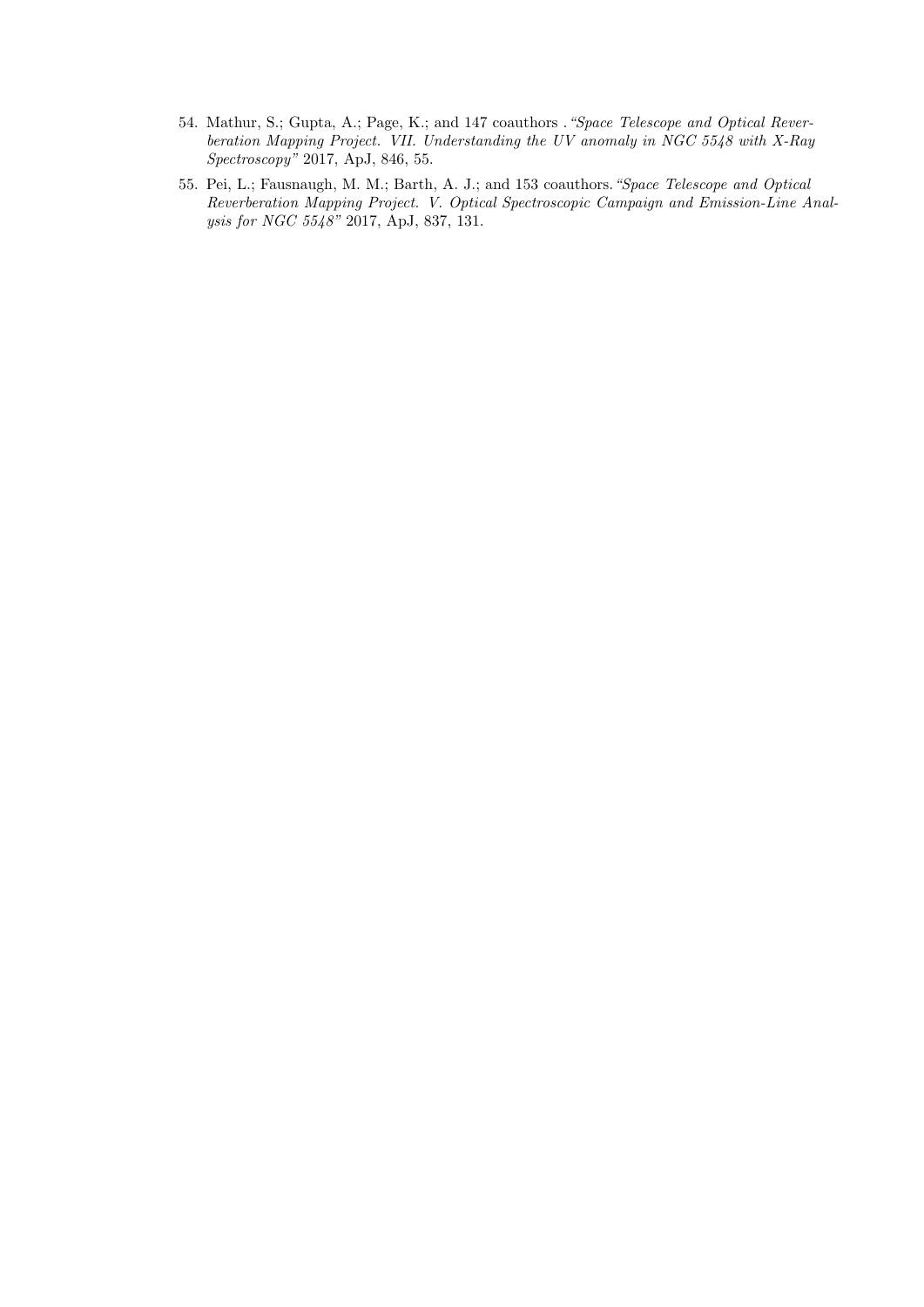54. Mathur, S.; Gupta, A.; Page, K.; and 147 coauthors . *"Space Telescope and Optical Reverberation Mapping Project. VII. Understanding the UV anomaly in NGC 5548 with X-Ray Spectroscopy"* 2017, ApJ, 846, 55.

55. Pei, L.; Fausnaugh, M. M.; Barth, A. J.; and 153 coauthors. *"Space Telescope and Optical Reverberation Mapping Project. V. Optical Spectroscopic Campaign and Emission-Line Analysis for NGC 5548"* 2017, ApJ, 837, 131.